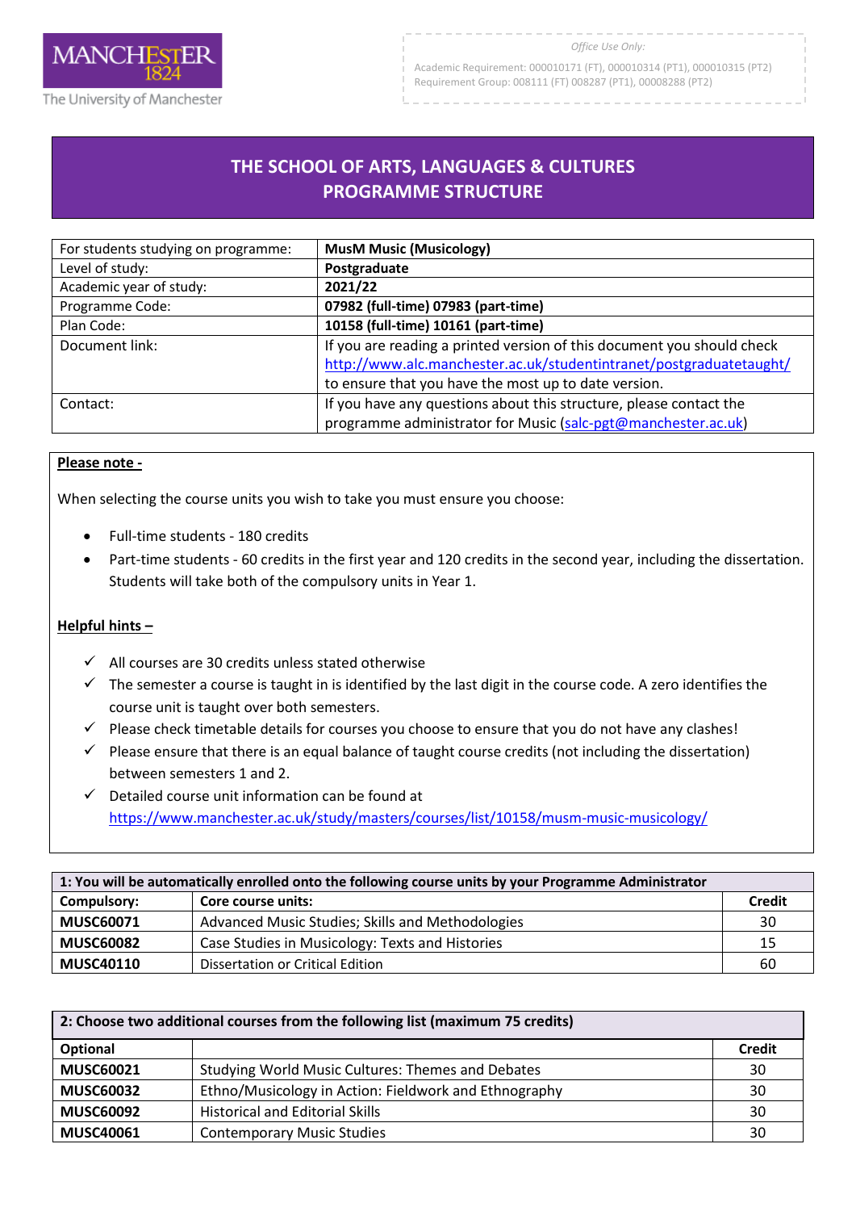MANCHESTER 1824

The University of Manchester

*Office Use Only:*

Academic Requirement: 000010171 (FT), 000010314 (PT1), 000010315 (PT2)
Requirement Group: 008111 (FT) 008287 (PT1), 00008288 (PT2)

# THE SCHOOL OF ARTS, LANGUAGES & CULTURES
# PROGRAMME STRUCTURE

| For students studying on programme: | **MusM Music (Musicology)** |
|---|---|
| Level of study: | **Postgraduate** |
| Academic year of study: | **2021/22** |
| Programme Code: | **07982 (full-time) 07983 (part-time)** |
| Plan Code: | **10158 (full-time) 10161 (part-time)** |
| Document link: | If you are reading a printed version of this document you should check http://www.alc.manchester.ac.uk/studentintranet/postgraduatetaught/ to ensure that you have the most up to date version. |
| Contact: | If you have any questions about this structure, please contact the programme administrator for Music (salc-pgt@manchester.ac.uk) |

**Please note -**

When selecting the course units you wish to take you must ensure you choose:

- Full-time students - 180 credits
- Part-time students - 60 credits in the first year and 120 credits in the second year, including the dissertation. Students will take both of the compulsory units in Year 1.

**Helpful hints –**

- ✓ All courses are 30 credits unless stated otherwise
- ✓ The semester a course is taught in is identified by the last digit in the course code. A zero identifies the course unit is taught over both semesters.
- ✓ Please check timetable details for courses you choose to ensure that you do not have any clashes!
- ✓ Please ensure that there is an equal balance of taught course credits (not including the dissertation) between semesters 1 and 2.
- ✓ Detailed course unit information can be found at https://www.manchester.ac.uk/study/masters/courses/list/10158/musm-music-musicology/

| **1: You will be automatically enrolled onto the following course units by your Programme Administrator** | | |
|---|---|---|
| **Compulsory:** | **Core course units:** | **Credit** |
| **MUSC60071** | Advanced Music Studies; Skills and Methodologies | 30 |
| **MUSC60082** | Case Studies in Musicology: Texts and Histories | 15 |
| **MUSC40110** | Dissertation or Critical Edition | 60 |

| **2: Choose two additional courses from the following list (maximum 75 credits)** | | |
|---|---|---|
| **Optional** | | **Credit** |
| **MUSC60021** | Studying World Music Cultures: Themes and Debates | 30 |
| **MUSC60032** | Ethno/Musicology in Action: Fieldwork and Ethnography | 30 |
| **MUSC60092** | Historical and Editorial Skills | 30 |
| **MUSC40061** | Contemporary Music Studies | 30 |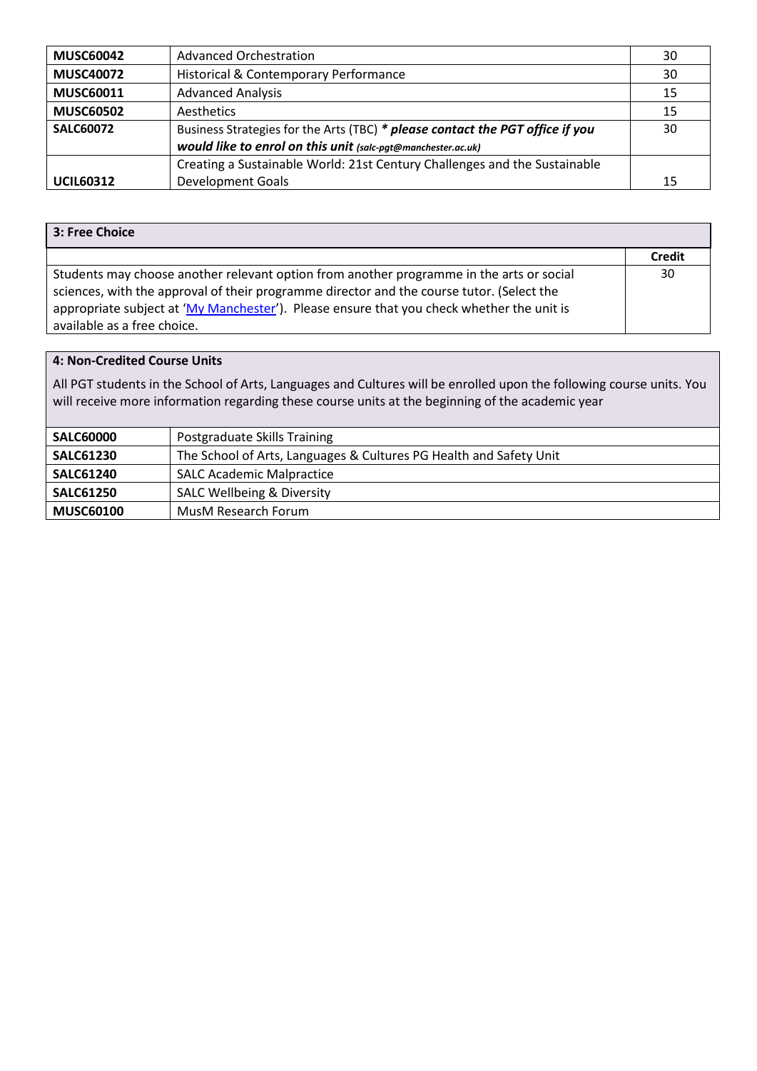| | | |
|---|---|---|
| **MUSC60042** | Advanced Orchestration | 30 |
| **MUSC40072** | Historical & Contemporary Performance | 30 |
| **MUSC60011** | Advanced Analysis | 15 |
| **MUSC60502** | Aesthetics | 15 |
| **SALC60072** | Business Strategies for the Arts (TBC) ***please contact the PGT office if you would like to enrol on this unit** (salc-pgt@manchester.ac.uk)* | 30 |
| **UCIL60312** | Creating a Sustainable World: 21st Century Challenges and the Sustainable Development Goals | 15 |

**3: Free Choice**

| | Credit |
|---|---|
| Students may choose another relevant option from another programme in the arts or social sciences, with the approval of their programme director and the course tutor. (Select the appropriate subject at 'My Manchester'). Please ensure that you check whether the unit is available as a free choice. | 30 |

**4: Non-Credited Course Units**

All PGT students in the School of Arts, Languages and Cultures will be enrolled upon the following course units. You will receive more information regarding these course units at the beginning of the academic year

| | |
|---|---|
| **SALC60000** | Postgraduate Skills Training |
| **SALC61230** | The School of Arts, Languages & Cultures PG Health and Safety Unit |
| **SALC61240** | SALC Academic Malpractice |
| **SALC61250** | SALC Wellbeing & Diversity |
| **MUSC60100** | MusM Research Forum |